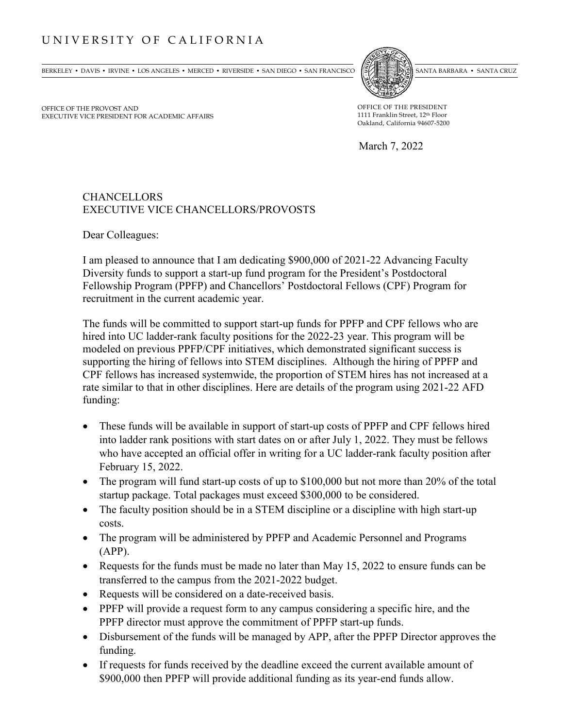# UNIVERSITY OF CALIFORNIA

BERKELEY • DAVIS • IRVINE • LOS ANGELES • MERCED • RIVERSIDE • SAN DIEGO • SAN FRANCISCO | SANTA BARBARA • SANTA CRUZ

OFFICE OF THE PROVOST AND
EXECUTIVE VICE PRESIDENT FOR ACADEMIC AFFAIRS

OFFICE OF THE PRESIDENT
1111 Franklin Street, 12th Floor
Oakland, California 94607-5200

March 7, 2022

CHANCELLORS
EXECUTIVE VICE CHANCELLORS/PROVOSTS

Dear Colleagues:

I am pleased to announce that I am dedicating $900,000 of 2021-22 Advancing Faculty Diversity funds to support a start-up fund program for the President's Postdoctoral Fellowship Program (PPFP) and Chancellors' Postdoctoral Fellows (CPF) Program for recruitment in the current academic year.

The funds will be committed to support start-up funds for PPFP and CPF fellows who are hired into UC ladder-rank faculty positions for the 2022-23 year. This program will be modeled on previous PPFP/CPF initiatives, which demonstrated significant success is supporting the hiring of fellows into STEM disciplines. Although the hiring of PPFP and CPF fellows has increased systemwide, the proportion of STEM hires has not increased at a rate similar to that in other disciplines. Here are details of the program using 2021-22 AFD funding:

- These funds will be available in support of start-up costs of PPFP and CPF fellows hired into ladder rank positions with start dates on or after July 1, 2022. They must be fellows who have accepted an official offer in writing for a UC ladder-rank faculty position after February 15, 2022.
- The program will fund start-up costs of up to $100,000 but not more than 20% of the total startup package. Total packages must exceed $300,000 to be considered.
- The faculty position should be in a STEM discipline or a discipline with high start-up costs.
- The program will be administered by PPFP and Academic Personnel and Programs (APP).
- Requests for the funds must be made no later than May 15, 2022 to ensure funds can be transferred to the campus from the 2021-2022 budget.
- Requests will be considered on a date-received basis.
- PPFP will provide a request form to any campus considering a specific hire, and the PPFP director must approve the commitment of PPFP start-up funds.
- Disbursement of the funds will be managed by APP, after the PPFP Director approves the funding.
- If requests for funds received by the deadline exceed the current available amount of $900,000 then PPFP will provide additional funding as its year-end funds allow.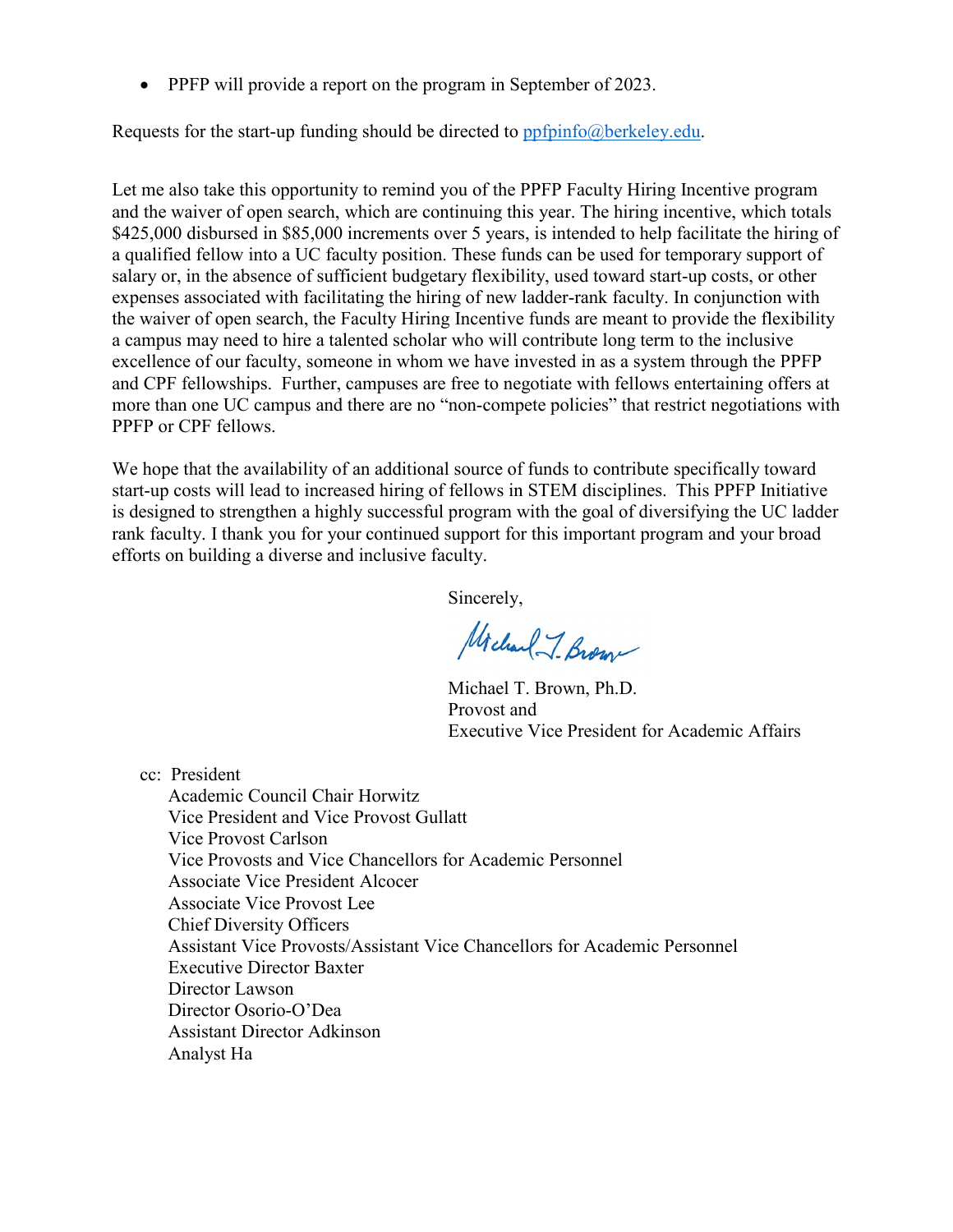- PPFP will provide a report on the program in September of 2023.

Requests for the start-up funding should be directed to ppfpinfo@berkeley.edu.

Let me also take this opportunity to remind you of the PPFP Faculty Hiring Incentive program and the waiver of open search, which are continuing this year. The hiring incentive, which totals $425,000 disbursed in $85,000 increments over 5 years, is intended to help facilitate the hiring of a qualified fellow into a UC faculty position. These funds can be used for temporary support of salary or, in the absence of sufficient budgetary flexibility, used toward start-up costs, or other expenses associated with facilitating the hiring of new ladder-rank faculty. In conjunction with the waiver of open search, the Faculty Hiring Incentive funds are meant to provide the flexibility a campus may need to hire a talented scholar who will contribute long term to the inclusive excellence of our faculty, someone in whom we have invested in as a system through the PPFP and CPF fellowships. Further, campuses are free to negotiate with fellows entertaining offers at more than one UC campus and there are no "non-compete policies" that restrict negotiations with PPFP or CPF fellows.

We hope that the availability of an additional source of funds to contribute specifically toward start-up costs will lead to increased hiring of fellows in STEM disciplines. This PPFP Initiative is designed to strengthen a highly successful program with the goal of diversifying the UC ladder rank faculty. I thank you for your continued support for this important program and your broad efforts on building a diverse and inclusive faculty.

Sincerely,

Michael T. Brown, Ph.D.
Provost and
Executive Vice President for Academic Affairs

cc: President
Academic Council Chair Horwitz
Vice President and Vice Provost Gullatt
Vice Provost Carlson
Vice Provosts and Vice Chancellors for Academic Personnel
Associate Vice President Alcocer
Associate Vice Provost Lee
Chief Diversity Officers
Assistant Vice Provosts/Assistant Vice Chancellors for Academic Personnel
Executive Director Baxter
Director Lawson
Director Osorio-O'Dea
Assistant Director Adkinson
Analyst Ha